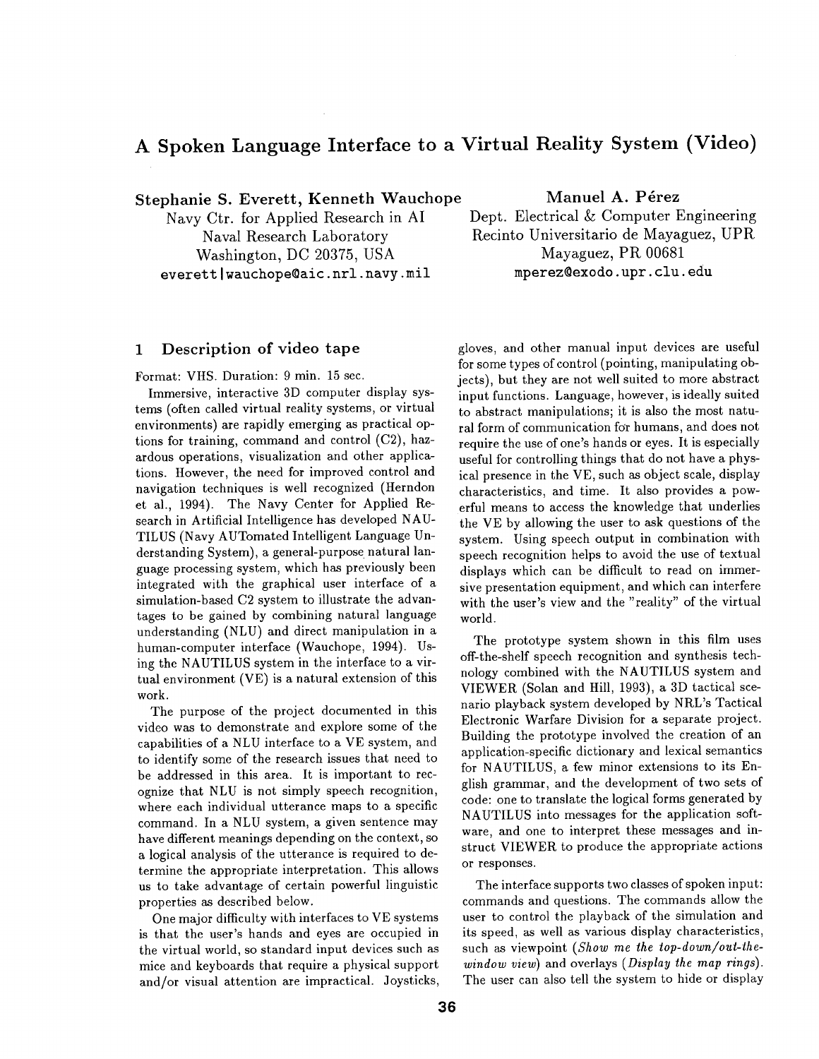# A Spoken Language Interface to a Virtual Reality System (Video)

**Stephanie S. Everett, Kenneth Wauchope**
Navy Ctr. for Applied Research in AI
Naval Research Laboratory
Washington, DC 20375, USA
everett|wauchope@aic.nrl.navy.mil

**Manuel A. Pérez**
Dept. Electrical & Computer Engineering
Recinto Universitario de Mayaguez, UPR
Mayaguez, PR 00681
mperez@exodo.upr.clu.edu

## 1 Description of video tape

Format: VHS. Duration: 9 min. 15 sec.

Immersive, interactive 3D computer display systems (often called virtual reality systems, or virtual environments) are rapidly emerging as practical options for training, command and control (C2), hazardous operations, visualization and other applications. However, the need for improved control and navigation techniques is well recognized (Herndon et al., 1994). The Navy Center for Applied Research in Artificial Intelligence has developed NAUTILUS (Navy AUTomated Intelligent Language Understanding System), a general-purpose natural language processing system, which has previously been integrated with the graphical user interface of a simulation-based C2 system to illustrate the advantages to be gained by combining natural language understanding (NLU) and direct manipulation in a human-computer interface (Wauchope, 1994). Using the NAUTILUS system in the interface to a virtual environment (VE) is a natural extension of this work.

The purpose of the project documented in this video was to demonstrate and explore some of the capabilities of a NLU interface to a VE system, and to identify some of the research issues that need to be addressed in this area. It is important to recognize that NLU is not simply speech recognition, where each individual utterance maps to a specific command. In a NLU system, a given sentence may have different meanings depending on the context, so a logical analysis of the utterance is required to determine the appropriate interpretation. This allows us to take advantage of certain powerful linguistic properties as described below.

One major difficulty with interfaces to VE systems is that the user's hands and eyes are occupied in the virtual world, so standard input devices such as mice and keyboards that require a physical support and/or visual attention are impractical. Joysticks, gloves, and other manual input devices are useful for some types of control (pointing, manipulating objects), but they are not well suited to more abstract input functions. Language, however, is ideally suited to abstract manipulations; it is also the most natural form of communication for humans, and does not require the use of one's hands or eyes. It is especially useful for controlling things that do not have a physical presence in the VE, such as object scale, display characteristics, and time. It also provides a powerful means to access the knowledge that underlies the VE by allowing the user to ask questions of the system. Using speech output in combination with speech recognition helps to avoid the use of textual displays which can be difficult to read on immersive presentation equipment, and which can interfere with the user's view and the "reality" of the virtual world.

The prototype system shown in this film uses off-the-shelf speech recognition and synthesis technology combined with the NAUTILUS system and VIEWER (Solan and Hill, 1993), a 3D tactical scenario playback system developed by NRL's Tactical Electronic Warfare Division for a separate project. Building the prototype involved the creation of an application-specific dictionary and lexical semantics for NAUTILUS, a few minor extensions to its English grammar, and the development of two sets of code: one to translate the logical forms generated by NAUTILUS into messages for the application software, and one to interpret these messages and instruct VIEWER to produce the appropriate actions or responses.

The interface supports two classes of spoken input: commands and questions. The commands allow the user to control the playback of the simulation and its speed, as well as various display characteristics, such as viewpoint (*Show me the top-down/out-the-window view*) and overlays (*Display the map rings*). The user can also tell the system to hide or display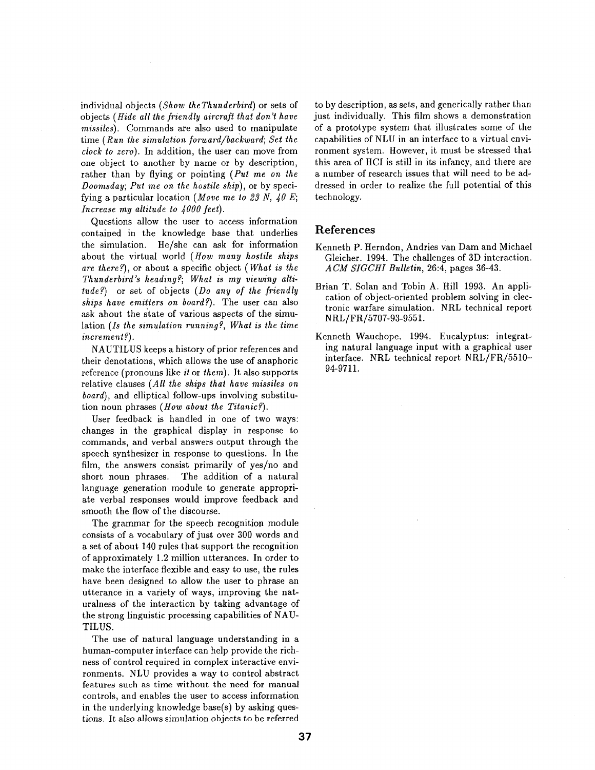individual objects (*Show theThunderbird*) or sets of objects (*Hide all the friendly aircraft that don't have missiles*). Commands are also used to manipulate time (*Run the simulation forward/backward*; *Set the clock to zero*). In addition, the user can move from one object to another by name or by description, rather than by flying or pointing (*Put me on the Doomsday*; *Put me on the hostile ship*), or by specifying a particular location (*Move me to 23 N, 40 E*; *Increase my altitude to 4000 feet*).

Questions allow the user to access information contained in the knowledge base that underlies the simulation. He/she can ask for information about the virtual world (*How many hostile ships are there?*), or about a specific object (*What is the Thunderbird's heading?*; *What is my viewing altitude?*) or set of objects (*Do any of the friendly ships have emitters on board?*). The user can also ask about the state of various aspects of the simulation (*Is the simulation running?*, *What is the time increment?*).

NAUTILUS keeps a history of prior references and their denotations, which allows the use of anaphoric reference (pronouns like *it* or *them*). It also supports relative clauses (*All the ships that have missiles on board*), and elliptical follow-ups involving substitution noun phrases (*How about the Titanic?*).

User feedback is handled in one of two ways: changes in the graphical display in response to commands, and verbal answers output through the speech synthesizer in response to questions. In the film, the answers consist primarily of yes/no and short noun phrases. The addition of a natural language generation module to generate appropriate verbal responses would improve feedback and smooth the flow of the discourse.

The grammar for the speech recognition module consists of a vocabulary of just over 300 words and a set of about 140 rules that support the recognition of approximately 1.2 million utterances. In order to make the interface flexible and easy to use, the rules have been designed to allow the user to phrase an utterance in a variety of ways, improving the naturalness of the interaction by taking advantage of the strong linguistic processing capabilities of NAUTILUS.

The use of natural language understanding in a human-computer interface can help provide the richness of control required in complex interactive environments. NLU provides a way to control abstract features such as time without the need for manual controls, and enables the user to access information in the underlying knowledge base(s) by asking questions. It also allows simulation objects to be referred to by description, as sets, and generically rather than just individually. This film shows a demonstration of a prototype system that illustrates some of the capabilities of NLU in an interface to a virtual environment system. However, it must be stressed that this area of HCI is still in its infancy, and there are a number of research issues that will need to be addressed in order to realize the full potential of this technology.

## References

Kenneth P. Herndon, Andries van Dam and Michael Gleicher. 1994. The challenges of 3D interaction. *ACM SIGCHI Bulletin*, 26:4, pages 36-43.

Brian T. Solan and Tobin A. Hill 1993. An application of object-oriented problem solving in electronic warfare simulation. NRL technical report NRL/FR/5707-93-9551.

Kenneth Wauchope. 1994. Eucalyptus: integrating natural language input with a graphical user interface. NRL technical report NRL/FR/5510-94-9711.